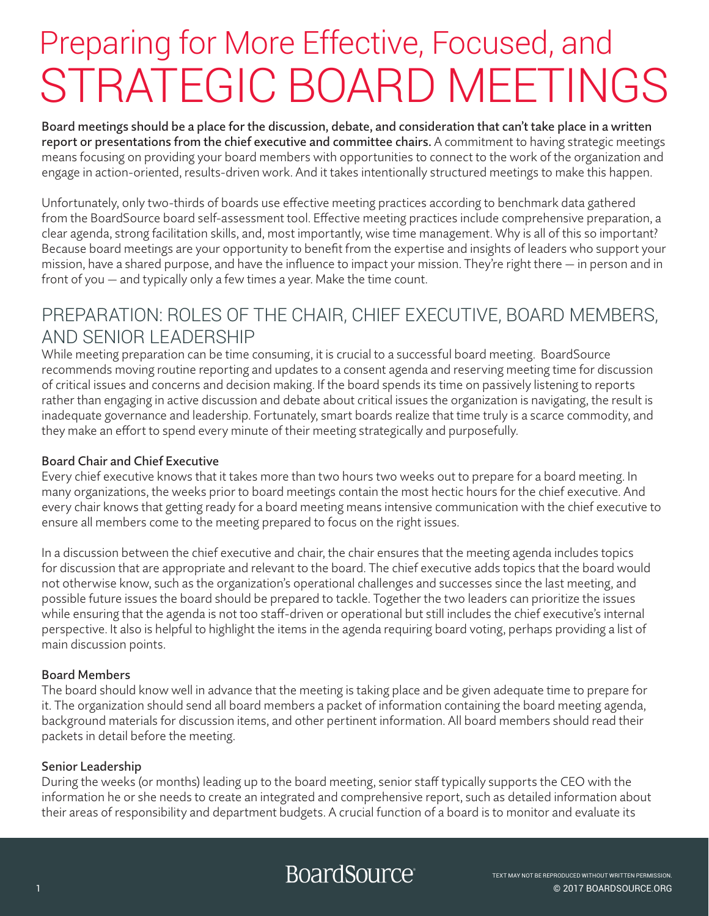# Preparing for More Effective, Focused, and STRATEGIC BOARD MEETINGS

**Board meetings should be a place for the discussion, debate, and consideration that can't take place in a written report or presentations from the chief executive and committee chairs.** A commitment to having strategic meetings means focusing on providing your board members with opportunities to connect to the work of the organization and engage in action-oriented, results-driven work. And it takes intentionally structured meetings to make this happen.

Unfortunately, only two-thirds of boards use effective meeting practices according to benchmark data gathered from the BoardSource board self-assessment tool. Effective meeting practices include comprehensive preparation, a clear agenda, strong facilitation skills, and, most importantly, wise time management. Why is all of this so important? Because board meetings are your opportunity to benefit from the expertise and insights of leaders who support your mission, have a shared purpose, and have the influence to impact your mission. They're right there — in person and in front of you — and typically only a few times a year. Make the time count.

## PREPARATION: ROLES OF THE CHAIR, CHIEF EXECUTIVE, BOARD MEMBERS, AND SENIOR LEADERSHIP

While meeting preparation can be time consuming, it is crucial to a successful board meeting. BoardSource recommends moving routine reporting and updates to a consent agenda and reserving meeting time for discussion of critical issues and concerns and decision making. If the board spends its time on passively listening to reports rather than engaging in active discussion and debate about critical issues the organization is navigating, the result is inadequate governance and leadership. Fortunately, smart boards realize that time truly is a scarce commodity, and they make an effort to spend every minute of their meeting strategically and purposefully.

### Board Chair and Chief Executive

Every chief executive knows that it takes more than two hours two weeks out to prepare for a board meeting. In many organizations, the weeks prior to board meetings contain the most hectic hours for the chief executive. And every chair knows that getting ready for a board meeting means intensive communication with the chief executive to ensure all members come to the meeting prepared to focus on the right issues.

In a discussion between the chief executive and chair, the chair ensures that the meeting agenda includes topics for discussion that are appropriate and relevant to the board. The chief executive adds topics that the board would not otherwise know, such as the organization's operational challenges and successes since the last meeting, and possible future issues the board should be prepared to tackle. Together the two leaders can prioritize the issues while ensuring that the agenda is not too staff-driven or operational but still includes the chief executive's internal perspective. It also is helpful to highlight the items in the agenda requiring board voting, perhaps providing a list of main discussion points.

### Board Members

The board should know well in advance that the meeting is taking place and be given adequate time to prepare for it. The organization should send all board members a packet of information containing the board meeting agenda, background materials for discussion items, and other pertinent information. All board members should read their packets in detail before the meeting.

### Senior Leadership

During the weeks (or months) leading up to the board meeting, senior staff typically supports the CEO with the information he or she needs to create an integrated and comprehensive report, such as detailed information about their areas of responsibility and department budgets. A crucial function of a board is to monitor and evaluate its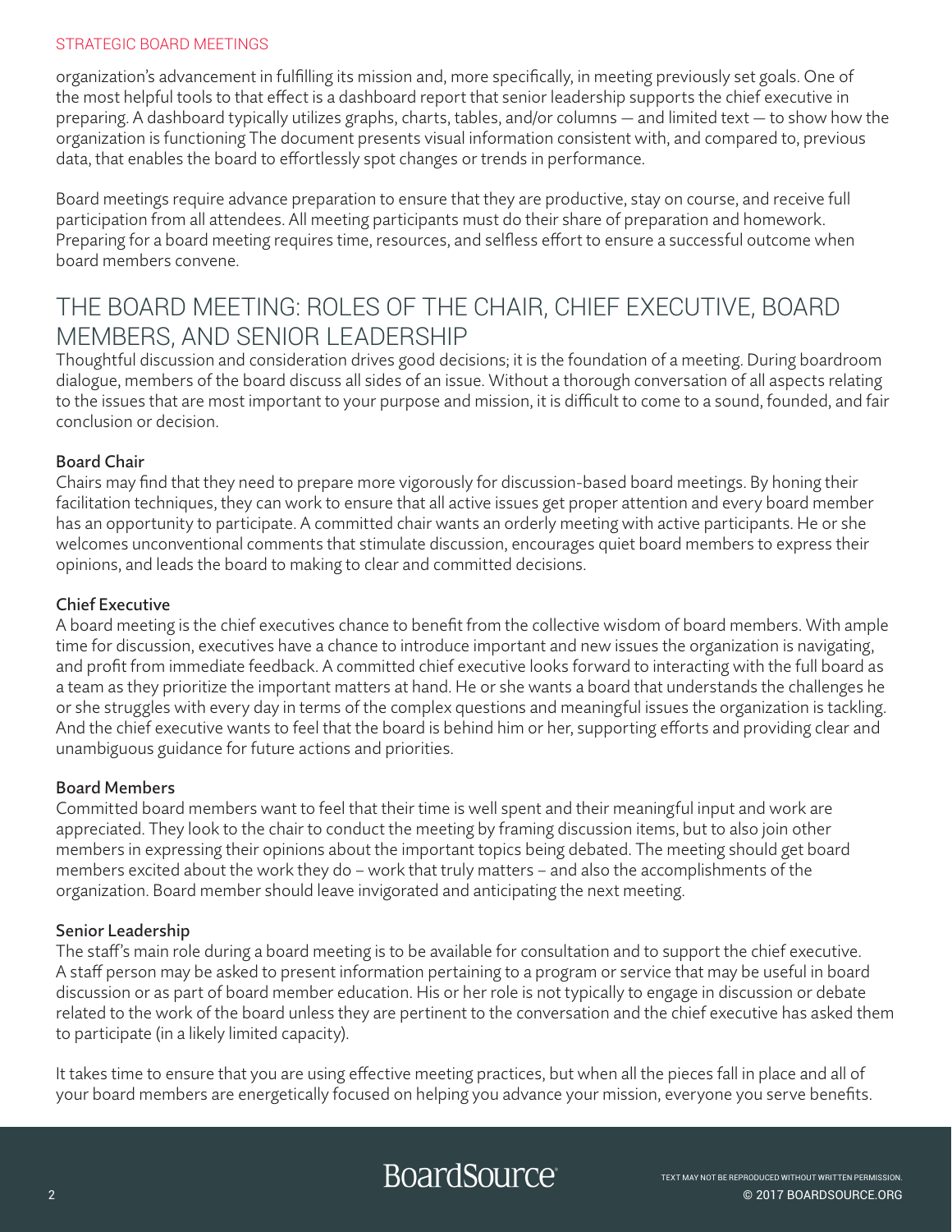organization's advancement in fulfilling its mission and, more specifically, in meeting previously set goals. One of the most helpful tools to that effect is a dashboard report that senior leadership supports the chief executive in preparing. A dashboard typically utilizes graphs, charts, tables, and/or columns — and limited text — to show how the organization is functioning The document presents visual information consistent with, and compared to, previous data, that enables the board to effortlessly spot changes or trends in performance.

Board meetings require advance preparation to ensure that they are productive, stay on course, and receive full participation from all attendees. All meeting participants must do their share of preparation and homework. Preparing for a board meeting requires time, resources, and selfless effort to ensure a successful outcome when board members convene.

## THE BOARD MEETING: ROLES OF THE CHAIR, CHIEF EXECUTIVE, BOARD MEMBERS, AND SENIOR LEADERSHIP

Thoughtful discussion and consideration drives good decisions; it is the foundation of a meeting. During boardroom dialogue, members of the board discuss all sides of an issue. Without a thorough conversation of all aspects relating to the issues that are most important to your purpose and mission, it is difficult to come to a sound, founded, and fair conclusion or decision.

### Board Chair

Chairs may find that they need to prepare more vigorously for discussion-based board meetings. By honing their facilitation techniques, they can work to ensure that all active issues get proper attention and every board member has an opportunity to participate. A committed chair wants an orderly meeting with active participants. He or she welcomes unconventional comments that stimulate discussion, encourages quiet board members to express their opinions, and leads the board to making to clear and committed decisions.

### Chief Executive

A board meeting is the chief executives chance to benefit from the collective wisdom of board members. With ample time for discussion, executives have a chance to introduce important and new issues the organization is navigating, and profit from immediate feedback. A committed chief executive looks forward to interacting with the full board as a team as they prioritize the important matters at hand. He or she wants a board that understands the challenges he or she struggles with every day in terms of the complex questions and meaningful issues the organization is tackling. And the chief executive wants to feel that the board is behind him or her, supporting efforts and providing clear and unambiguous guidance for future actions and priorities.

### Board Members

Committed board members want to feel that their time is well spent and their meaningful input and work are appreciated. They look to the chair to conduct the meeting by framing discussion items, but to also join other members in expressing their opinions about the important topics being debated. The meeting should get board members excited about the work they do – work that truly matters – and also the accomplishments of the organization. Board member should leave invigorated and anticipating the next meeting.

### Senior Leadership

The staff's main role during a board meeting is to be available for consultation and to support the chief executive. A staff person may be asked to present information pertaining to a program or service that may be useful in board discussion or as part of board member education. His or her role is not typically to engage in discussion or debate related to the work of the board unless they are pertinent to the conversation and the chief executive has asked them to participate (in a likely limited capacity).

It takes time to ensure that you are using effective meeting practices, but when all the pieces fall in place and all of your board members are energetically focused on helping you advance your mission, everyone you serve benefits.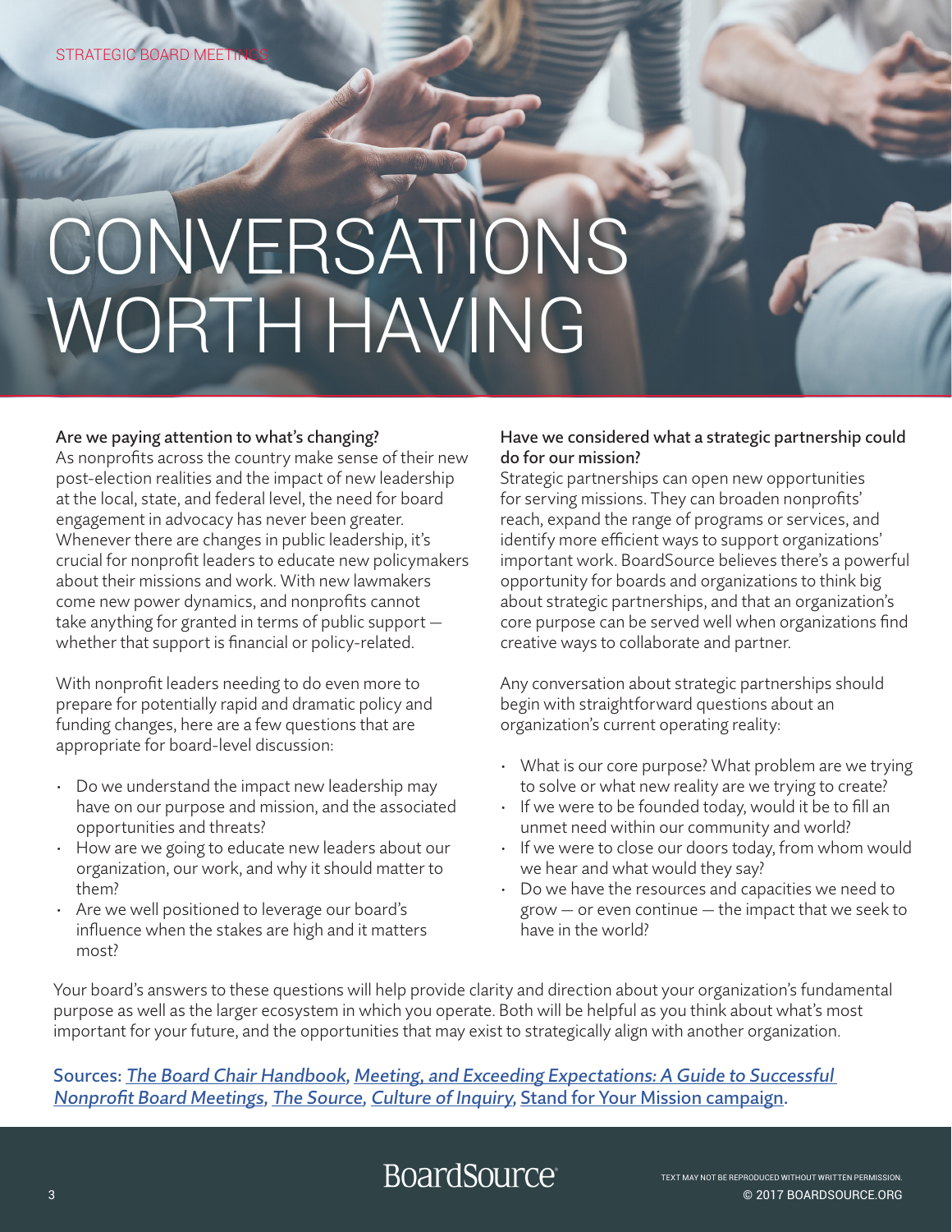# CONVERSATIONS WORTH HAVING

### Are we paying attention to what's changing?

As nonprofits across the country make sense of their new post-election realities and the impact of new leadership at the local, state, and federal level, the need for board engagement in advocacy has never been greater. Whenever there are changes in public leadership, it's crucial for nonprofit leaders to educate new policymakers about their missions and work. With new lawmakers come new power dynamics, and nonprofits cannot take anything for granted in terms of public support — whether that support is financial or policy-related.

With nonprofit leaders needing to do even more to prepare for potentially rapid and dramatic policy and funding changes, here are a few questions that are appropriate for board-level discussion:

- Do we understand the impact new leadership may have on our purpose and mission, and the associated opportunities and threats?
- How are we going to educate new leaders about our organization, our work, and why it should matter to them?
- Are we well positioned to leverage our board's influence when the stakes are high and it matters most?

### Have we considered what a strategic partnership could do for our mission?

Strategic partnerships can open new opportunities for serving missions. They can broaden nonprofits' reach, expand the range of programs or services, and identify more efficient ways to support organizations' important work. BoardSource believes there's a powerful opportunity for boards and organizations to think big about strategic partnerships, and that an organization's core purpose can be served well when organizations find creative ways to collaborate and partner.

Any conversation about strategic partnerships should begin with straightforward questions about an organization's current operating reality:

- What is our core purpose? What problem are we trying to solve or what new reality are we trying to create?
- If we were to be founded today, would it be to fill an unmet need within our community and world?
- If we were to close our doors today, from whom would we hear and what would they say?
- Do we have the resources and capacities we need to grow — or even continue — the impact that we seek to have in the world?

Your board's answers to these questions will help provide clarity and direction about your organization's fundamental purpose as well as the larger ecosystem in which you operate. Both will be helpful as you think about what's most important for your future, and the opportunities that may exist to strategically align with another organization.

Sources: *The Board Chair Handbook*, *Meeting, and Exceeding Expectations: A Guide to Successful Nonprofit Board Meetings*, *The Source*, *Culture of Inquiry*, Stand for Your Mission campaign.

BoardSource

TEXT MAY NOT BE REPRODUCED WITHOUT WRITTEN PERMISSION.
© 2017 BOARDSOURCE.ORG